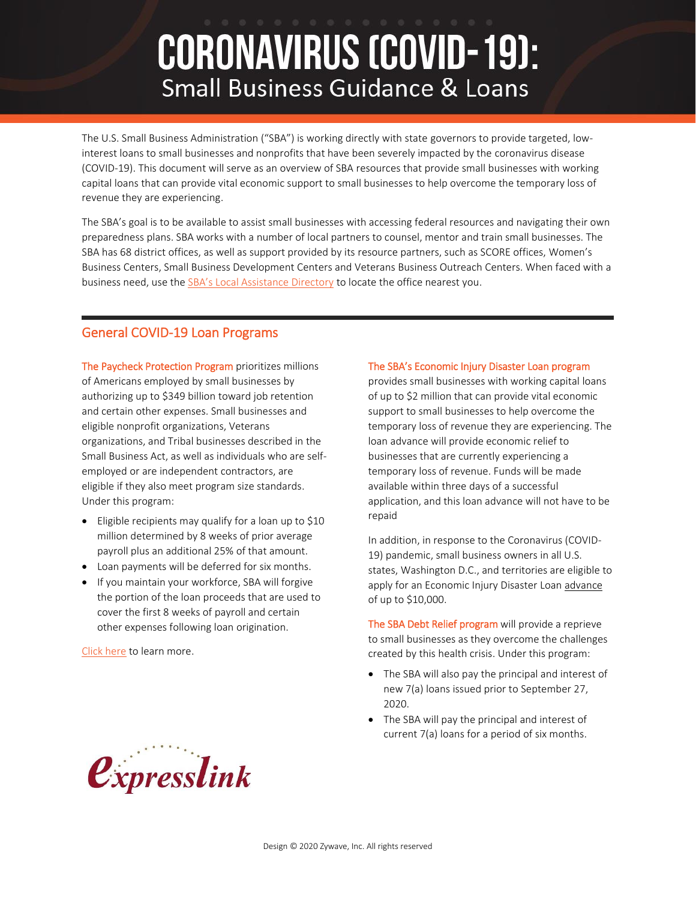# CORONAVIRUS (COVID-19): Small Business Guidance & Loans

The U.S. Small Business Administration ("SBA") is working directly with state governors to provide targeted, low-interest loans to small businesses and nonprofits that have been severely impacted by the coronavirus disease (COVID-19). This document will serve as an overview of SBA resources that provide small businesses with working capital loans that can provide vital economic support to small businesses to help overcome the temporary loss of revenue they are experiencing.

The SBA's goal is to be available to assist small businesses with accessing federal resources and navigating their own preparedness plans. SBA works with a number of local partners to counsel, mentor and train small businesses. The SBA has 68 district offices, as well as support provided by its resource partners, such as SCORE offices, Women's Business Centers, Small Business Development Centers and Veterans Business Outreach Centers. When faced with a business need, use the SBA's Local Assistance Directory to locate the office nearest you.

## General COVID-19 Loan Programs

**The Paycheck Protection Program** prioritizes millions of Americans employed by small businesses by authorizing up to $349 billion toward job retention and certain other expenses. Small businesses and eligible nonprofit organizations, Veterans organizations, and Tribal businesses described in the Small Business Act, as well as individuals who are self-employed or are independent contractors, are eligible if they also meet program size standards. Under this program:

- Eligible recipients may qualify for a loan up to $10 million determined by 8 weeks of prior average payroll plus an additional 25% of that amount.
- Loan payments will be deferred for six months.
- If you maintain your workforce, SBA will forgive the portion of the loan proceeds that are used to cover the first 8 weeks of payroll and certain other expenses following loan origination.

Click here to learn more.

**The SBA's Economic Injury Disaster Loan program** provides small businesses with working capital loans of up to $2 million that can provide vital economic support to small businesses to help overcome the temporary loss of revenue they are experiencing. The loan advance will provide economic relief to businesses that are currently experiencing a temporary loss of revenue. Funds will be made available within three days of a successful application, and this loan advance will not have to be repaid

In addition, in response to the Coronavirus (COVID-19) pandemic, small business owners in all U.S. states, Washington D.C., and territories are eligible to apply for an Economic Injury Disaster Loan advance of up to $10,000.

**The SBA Debt Relief program** will provide a reprieve to small businesses as they overcome the challenges created by this health crisis. Under this program:

- The SBA will also pay the principal and interest of new 7(a) loans issued prior to September 27, 2020.
- The SBA will pay the principal and interest of current 7(a) loans for a period of six months.

expresslink

Design © 2020 Zywave, Inc. All rights reserved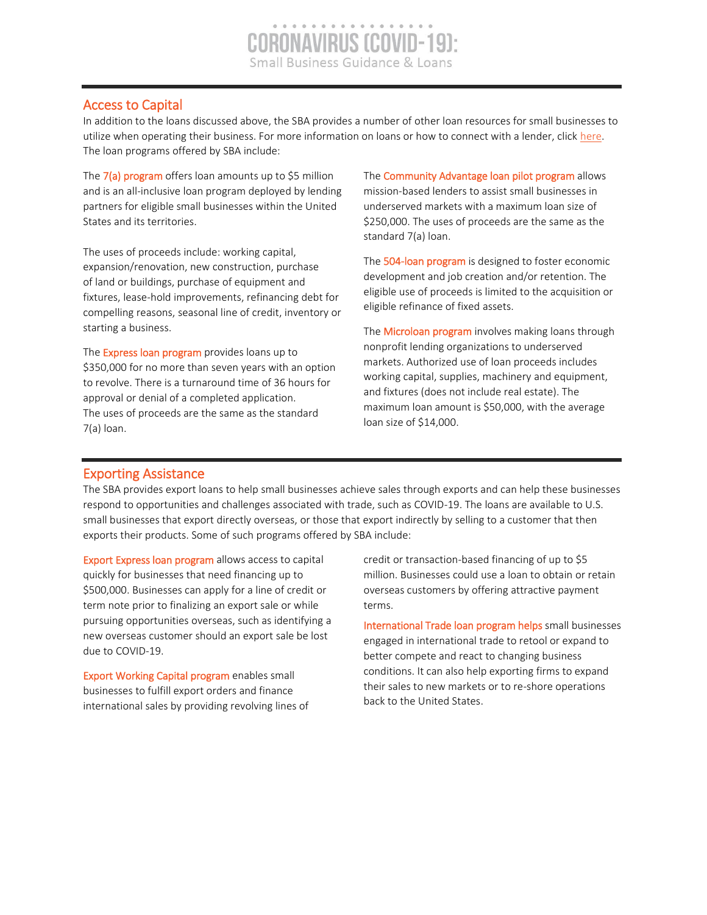## Access to Capital

In addition to the loans discussed above, the SBA provides a number of other loan resources for small businesses to utilize when operating their business. For more information on loans or how to connect with a lender, click here. The loan programs offered by SBA include:

The 7(a) program offers loan amounts up to $5 million and is an all-inclusive loan program deployed by lending partners for eligible small businesses within the United States and its territories.

The uses of proceeds include: working capital, expansion/renovation, new construction, purchase of land or buildings, purchase of equipment and fixtures, lease-hold improvements, refinancing debt for compelling reasons, seasonal line of credit, inventory or starting a business.

The Express loan program provides loans up to $350,000 for no more than seven years with an option to revolve. There is a turnaround time of 36 hours for approval or denial of a completed application. The uses of proceeds are the same as the standard 7(a) loan.

The Community Advantage loan pilot program allows mission-based lenders to assist small businesses in underserved markets with a maximum loan size of $250,000. The uses of proceeds are the same as the standard 7(a) loan.

The 504-loan program is designed to foster economic development and job creation and/or retention. The eligible use of proceeds is limited to the acquisition or eligible refinance of fixed assets.

The Microloan program involves making loans through nonprofit lending organizations to underserved markets. Authorized use of loan proceeds includes working capital, supplies, machinery and equipment, and fixtures (does not include real estate). The maximum loan amount is $50,000, with the average loan size of $14,000.

## Exporting Assistance

The SBA provides export loans to help small businesses achieve sales through exports and can help these businesses respond to opportunities and challenges associated with trade, such as COVID-19. The loans are available to U.S. small businesses that export directly overseas, or those that export indirectly by selling to a customer that then exports their products. Some of such programs offered by SBA include:

Export Express loan program allows access to capital quickly for businesses that need financing up to $500,000. Businesses can apply for a line of credit or term note prior to finalizing an export sale or while pursuing opportunities overseas, such as identifying a new overseas customer should an export sale be lost due to COVID-19.

Export Working Capital program enables small businesses to fulfill export orders and finance international sales by providing revolving lines of credit or transaction-based financing of up to $5 million. Businesses could use a loan to obtain or retain overseas customers by offering attractive payment terms.

International Trade loan program helps small businesses engaged in international trade to retool or expand to better compete and react to changing business conditions. It can also help exporting firms to expand their sales to new markets or to re-shore operations back to the United States.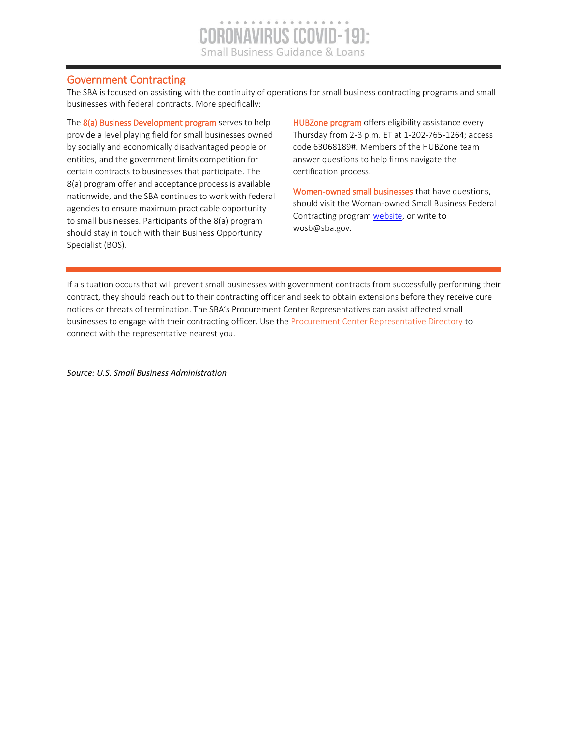## Government Contracting

The SBA is focused on assisting with the continuity of operations for small business contracting programs and small businesses with federal contracts. More specifically:

The 8(a) Business Development program serves to help provide a level playing field for small businesses owned by socially and economically disadvantaged people or entities, and the government limits competition for certain contracts to businesses that participate. The 8(a) program offer and acceptance process is available nationwide, and the SBA continues to work with federal agencies to ensure maximum practicable opportunity to small businesses. Participants of the 8(a) program should stay in touch with their Business Opportunity Specialist (BOS).

HUBZone program offers eligibility assistance every Thursday from 2-3 p.m. ET at 1-202-765-1264; access code 63068189#. Members of the HUBZone team answer questions to help firms navigate the certification process.

Women-owned small businesses that have questions, should visit the Woman-owned Small Business Federal Contracting program website, or write to wosb@sba.gov.

---

If a situation occurs that will prevent small businesses with government contracts from successfully performing their contract, they should reach out to their contracting officer and seek to obtain extensions before they receive cure notices or threats of termination. The SBA's Procurement Center Representatives can assist affected small businesses to engage with their contracting officer. Use the Procurement Center Representative Directory to connect with the representative nearest you.

*Source: U.S. Small Business Administration*